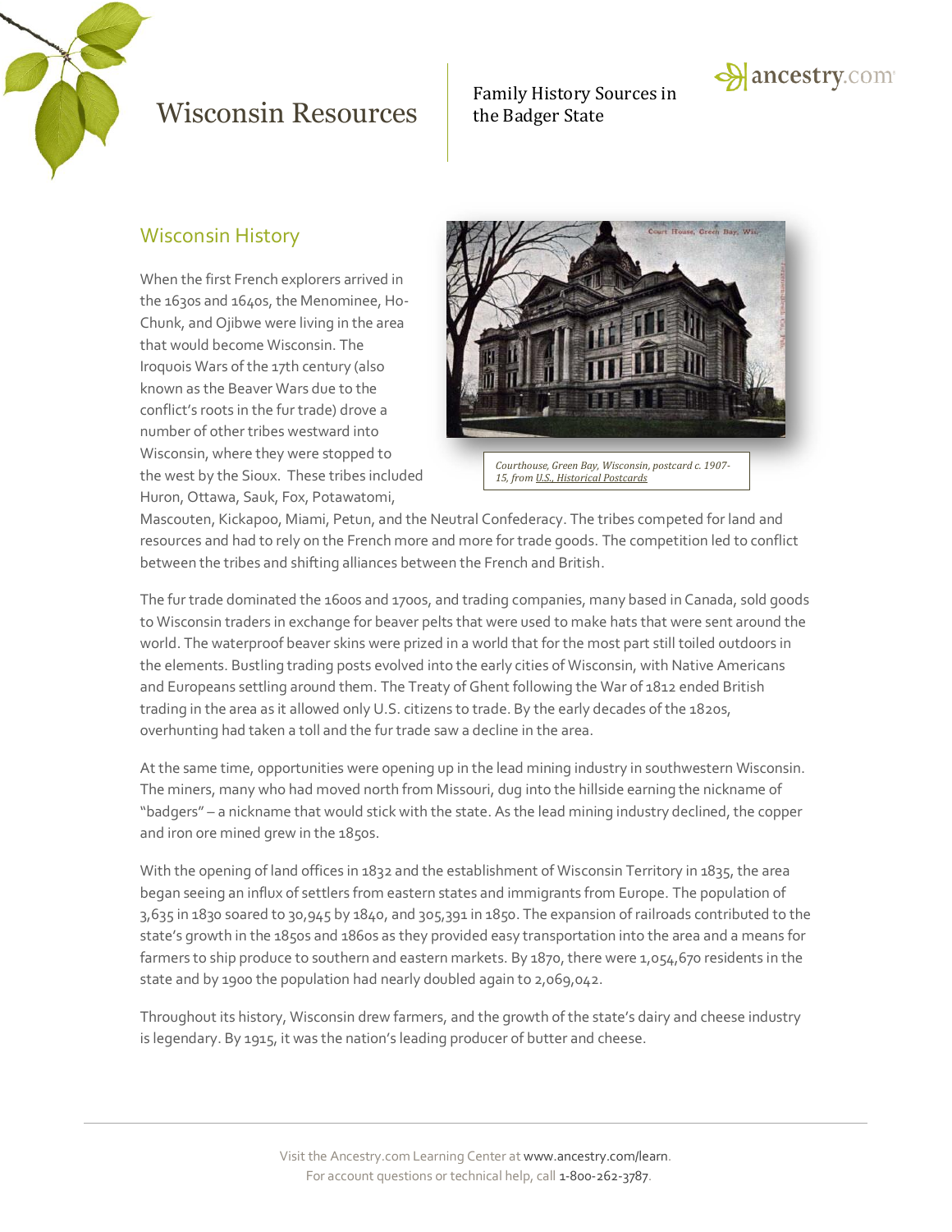# Wisconsin Resources

Family History Sources in the Badger State

## Wisconsin History

When the first French explorers arrived in the 1630s and 1640s, the Menominee, Ho-Chunk, and Ojibwe were living in the area that would become Wisconsin. The Iroquois Wars of the 17th century (also known as the Beaver Wars due to the conflict's roots in the fur trade) drove a number of other tribes westward into Wisconsin, where they were stopped to the west by the Sioux. These tribes included Huron, Ottawa, Sauk, Fox, Potawatomi, Mascouten, Kickapoo, Miami, Petun, and the Neutral Confederacy. The tribes competed for land and resources and had to rely on the French more and more for trade goods. The competition led to conflict between the tribes and shifting alliances between the French and British.

*Courthouse, Green Bay, Wisconsin, postcard c. 1907-15, from U.S., Historical Postcards*

The fur trade dominated the 1600s and 1700s, and trading companies, many based in Canada, sold goods to Wisconsin traders in exchange for beaver pelts that were used to make hats that were sent around the world. The waterproof beaver skins were prized in a world that for the most part still toiled outdoors in the elements. Bustling trading posts evolved into the early cities of Wisconsin, with Native Americans and Europeans settling around them. The Treaty of Ghent following the War of 1812 ended British trading in the area as it allowed only U.S. citizens to trade. By the early decades of the 1820s, overhunting had taken a toll and the fur trade saw a decline in the area.

At the same time, opportunities were opening up in the lead mining industry in southwestern Wisconsin. The miners, many who had moved north from Missouri, dug into the hillside earning the nickname of "badgers" – a nickname that would stick with the state. As the lead mining industry declined, the copper and iron ore mined grew in the 1850s.

With the opening of land offices in 1832 and the establishment of Wisconsin Territory in 1835, the area began seeing an influx of settlers from eastern states and immigrants from Europe. The population of 3,635 in 1830 soared to 30,945 by 1840, and 305,391 in 1850. The expansion of railroads contributed to the state's growth in the 1850s and 1860s as they provided easy transportation into the area and a means for farmers to ship produce to southern and eastern markets. By 1870, there were 1,054,670 residents in the state and by 1900 the population had nearly doubled again to 2,069,042.

Throughout its history, Wisconsin drew farmers, and the growth of the state's dairy and cheese industry is legendary. By 1915, it was the nation's leading producer of butter and cheese.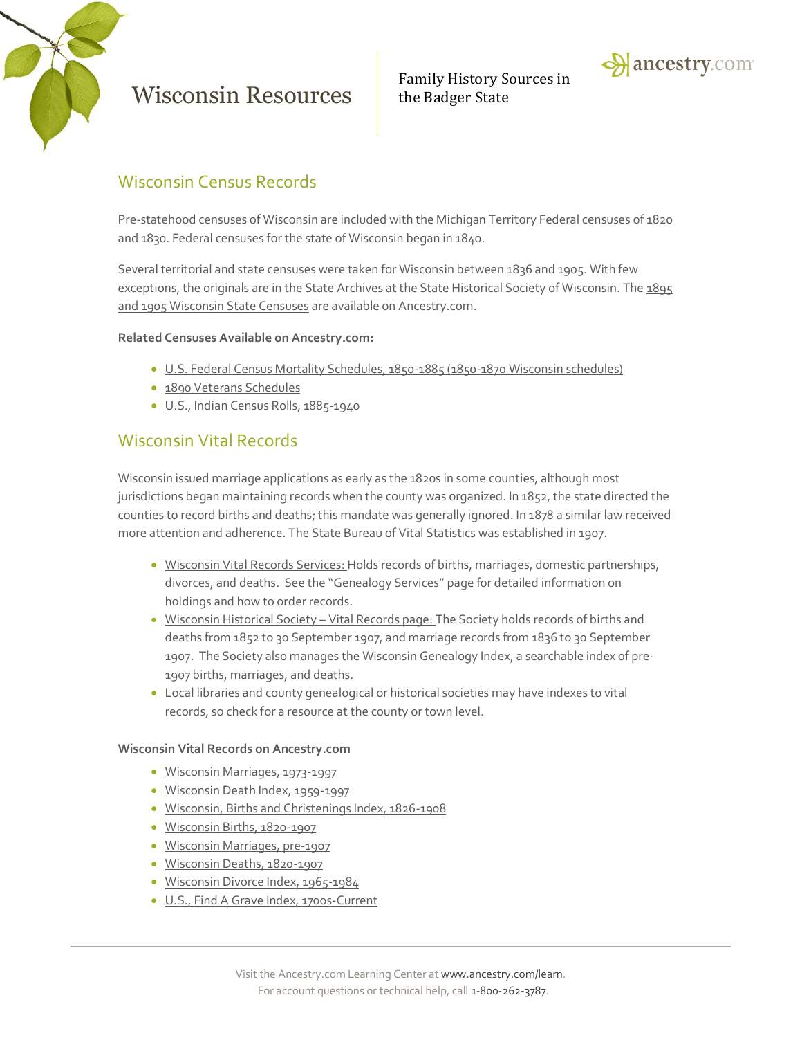# Wisconsin Resources

Family History Sources in the Badger State

## Wisconsin Census Records

Pre-statehood censuses of Wisconsin are included with the Michigan Territory Federal censuses of 1820 and 1830. Federal censuses for the state of Wisconsin began in 1840.

Several territorial and state censuses were taken for Wisconsin between 1836 and 1905. With few exceptions, the originals are in the State Archives at the State Historical Society of Wisconsin. The 1895 and 1905 Wisconsin State Censuses are available on Ancestry.com.

**Related Censuses Available on Ancestry.com:**

- U.S. Federal Census Mortality Schedules, 1850-1885 (1850-1870 Wisconsin schedules)
- 1890 Veterans Schedules
- U.S., Indian Census Rolls, 1885-1940

## Wisconsin Vital Records

Wisconsin issued marriage applications as early as the 1820s in some counties, although most jurisdictions began maintaining records when the county was organized. In 1852, the state directed the counties to record births and deaths; this mandate was generally ignored. In 1878 a similar law received more attention and adherence. The State Bureau of Vital Statistics was established in 1907.

- Wisconsin Vital Records Services: Holds records of births, marriages, domestic partnerships, divorces, and deaths. See the "Genealogy Services" page for detailed information on holdings and how to order records.
- Wisconsin Historical Society – Vital Records page: The Society holds records of births and deaths from 1852 to 30 September 1907, and marriage records from 1836 to 30 September 1907. The Society also manages the Wisconsin Genealogy Index, a searchable index of pre-1907 births, marriages, and deaths.
- Local libraries and county genealogical or historical societies may have indexes to vital records, so check for a resource at the county or town level.

**Wisconsin Vital Records on Ancestry.com**

- Wisconsin Marriages, 1973-1997
- Wisconsin Death Index, 1959-1997
- Wisconsin, Births and Christenings Index, 1826-1908
- Wisconsin Births, 1820-1907
- Wisconsin Marriages, pre-1907
- Wisconsin Deaths, 1820-1907
- Wisconsin Divorce Index, 1965-1984
- U.S., Find A Grave Index, 1700s-Current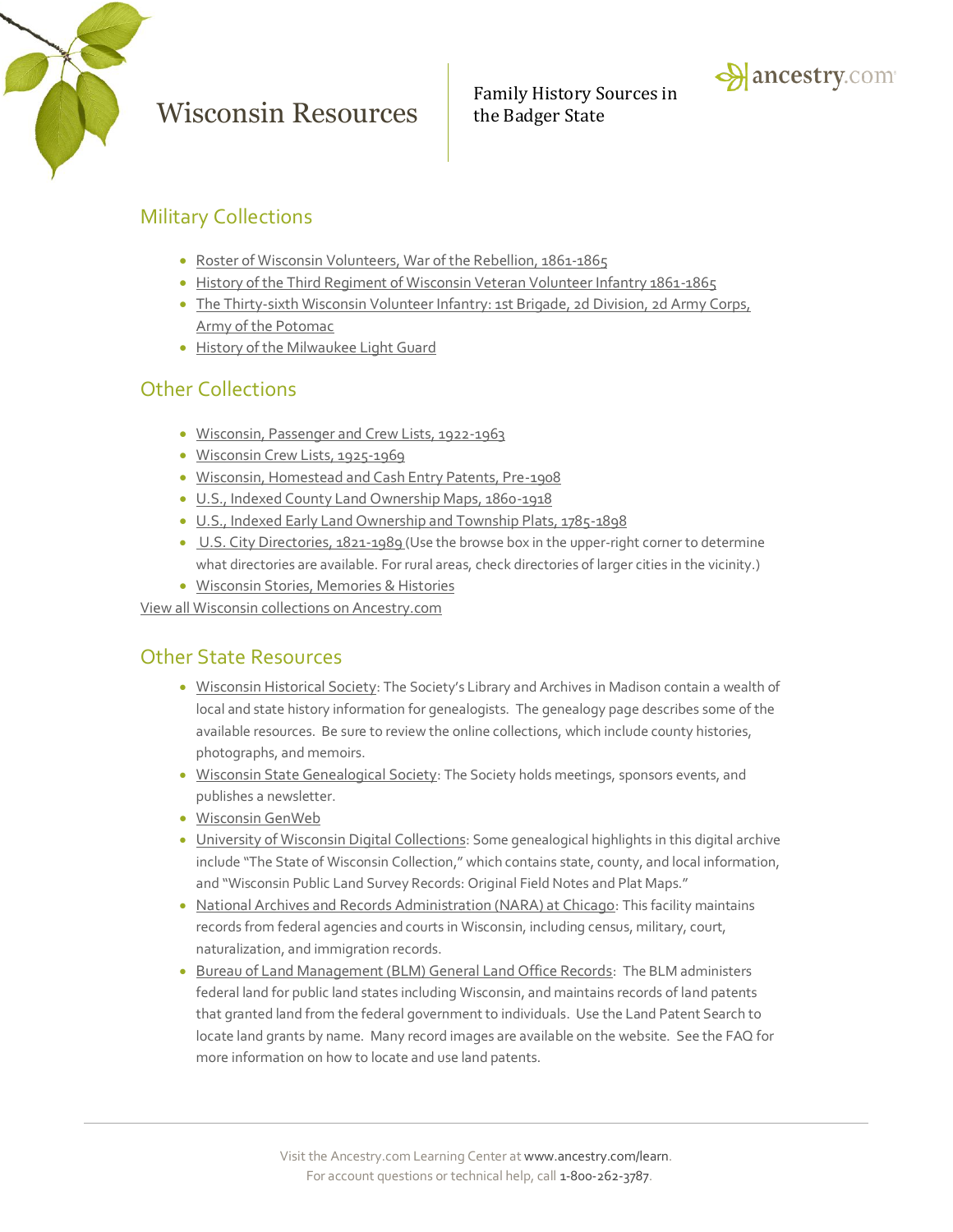# Wisconsin Resources

Family History Sources in the Badger State

## Military Collections

- Roster of Wisconsin Volunteers, War of the Rebellion, 1861-1865
- History of the Third Regiment of Wisconsin Veteran Volunteer Infantry 1861-1865
- The Thirty-sixth Wisconsin Volunteer Infantry: 1st Brigade, 2d Division, 2d Army Corps, Army of the Potomac
- History of the Milwaukee Light Guard

## Other Collections

- Wisconsin, Passenger and Crew Lists, 1922-1963
- Wisconsin Crew Lists, 1925-1969
- Wisconsin, Homestead and Cash Entry Patents, Pre-1908
- U.S., Indexed County Land Ownership Maps, 1860-1918
- U.S., Indexed Early Land Ownership and Township Plats, 1785-1898
- U.S. City Directories, 1821-1989 (Use the browse box in the upper-right corner to determine what directories are available. For rural areas, check directories of larger cities in the vicinity.)
- Wisconsin Stories, Memories & Histories

View all Wisconsin collections on Ancestry.com

## Other State Resources

- Wisconsin Historical Society: The Society's Library and Archives in Madison contain a wealth of local and state history information for genealogists. The genealogy page describes some of the available resources. Be sure to review the online collections, which include county histories, photographs, and memoirs.
- Wisconsin State Genealogical Society: The Society holds meetings, sponsors events, and publishes a newsletter.
- Wisconsin GenWeb
- University of Wisconsin Digital Collections: Some genealogical highlights in this digital archive include "The State of Wisconsin Collection," which contains state, county, and local information, and "Wisconsin Public Land Survey Records: Original Field Notes and Plat Maps."
- National Archives and Records Administration (NARA) at Chicago: This facility maintains records from federal agencies and courts in Wisconsin, including census, military, court, naturalization, and immigration records.
- Bureau of Land Management (BLM) General Land Office Records: The BLM administers federal land for public land states including Wisconsin, and maintains records of land patents that granted land from the federal government to individuals. Use the Land Patent Search to locate land grants by name. Many record images are available on the website. See the FAQ for more information on how to locate and use land patents.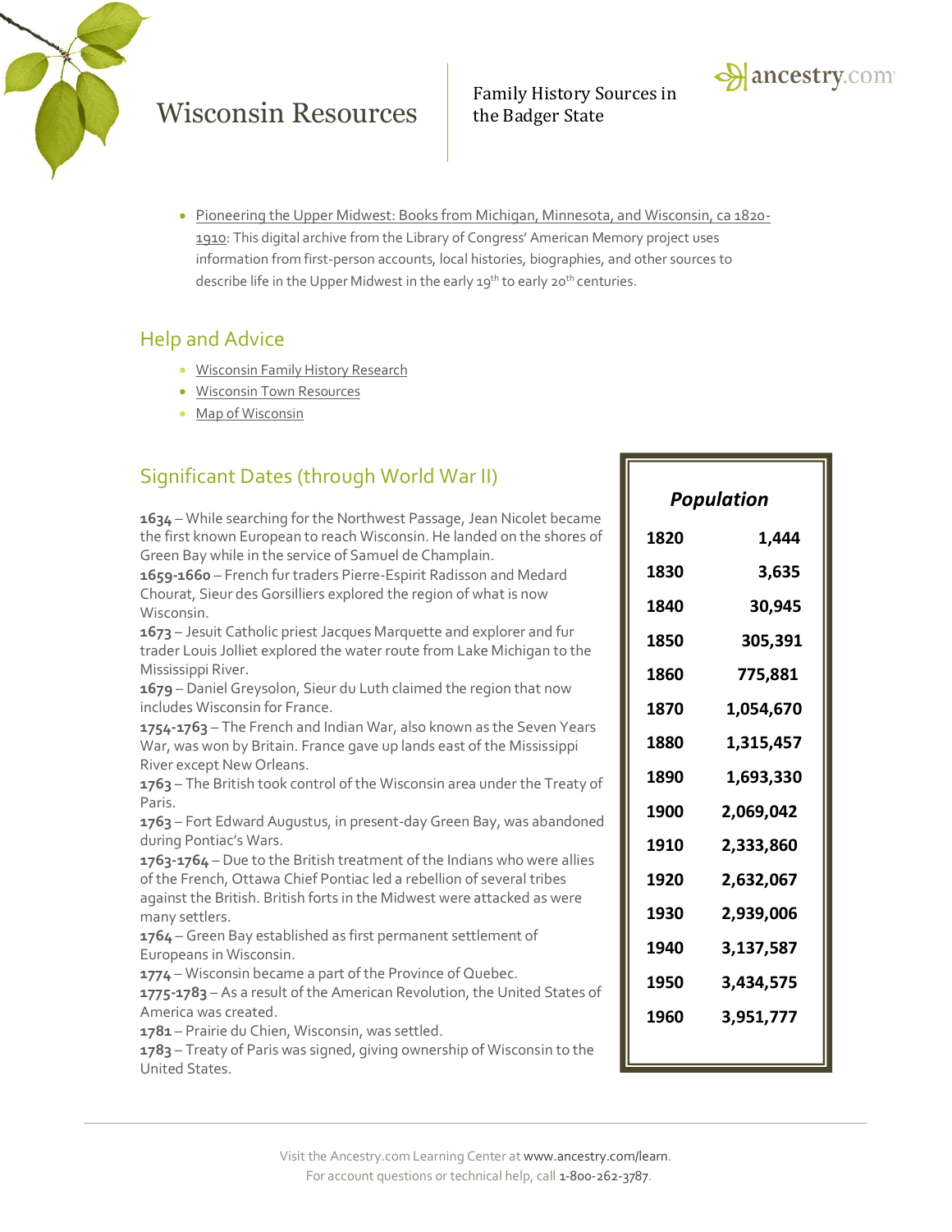- Pioneering the Upper Midwest: Books from Michigan, Minnesota, and Wisconsin, ca 1820-1910: This digital archive from the Library of Congress' American Memory project uses information from first-person accounts, local histories, biographies, and other sources to describe life in the Upper Midwest in the early 19th to early 20th centuries.

## Help and Advice

- Wisconsin Family History Research
- Wisconsin Town Resources
- Map of Wisconsin

## Significant Dates (through World War II)

**1634** – While searching for the Northwest Passage, Jean Nicolet became the first known European to reach Wisconsin. He landed on the shores of Green Bay while in the service of Samuel de Champlain.
**1659-1660** – French fur traders Pierre-Espirit Radisson and Medard Chourat, Sieur des Gorsilliers explored the region of what is now Wisconsin.
**1673** – Jesuit Catholic priest Jacques Marquette and explorer and fur trader Louis Jolliet explored the water route from Lake Michigan to the Mississippi River.
**1679** – Daniel Greysolon, Sieur du Luth claimed the region that now includes Wisconsin for France.
**1754-1763** – The French and Indian War, also known as the Seven Years War, was won by Britain. France gave up lands east of the Mississippi River except New Orleans.
**1763** – The British took control of the Wisconsin area under the Treaty of Paris.
**1763** – Fort Edward Augustus, in present-day Green Bay, was abandoned during Pontiac's Wars.
**1763-1764** – Due to the British treatment of the Indians who were allies of the French, Ottawa Chief Pontiac led a rebellion of several tribes against the British. British forts in the Midwest were attacked as were many settlers.
**1764** – Green Bay established as first permanent settlement of Europeans in Wisconsin.
**1774** – Wisconsin became a part of the Province of Quebec.
**1775-1783** – As a result of the American Revolution, the United States of America was created.
**1781** – Prairie du Chien, Wisconsin, was settled.
**1783** – Treaty of Paris was signed, giving ownership of Wisconsin to the United States.

| *Population* | |
|---|---|
| 1820 | 1,444 |
| 1830 | 3,635 |
| 1840 | 30,945 |
| 1850 | 305,391 |
| 1860 | 775,881 |
| 1870 | 1,054,670 |
| 1880 | 1,315,457 |
| 1890 | 1,693,330 |
| 1900 | 2,069,042 |
| 1910 | 2,333,860 |
| 1920 | 2,632,067 |
| 1930 | 2,939,006 |
| 1940 | 3,137,587 |
| 1950 | 3,434,575 |
| 1960 | 3,951,777 |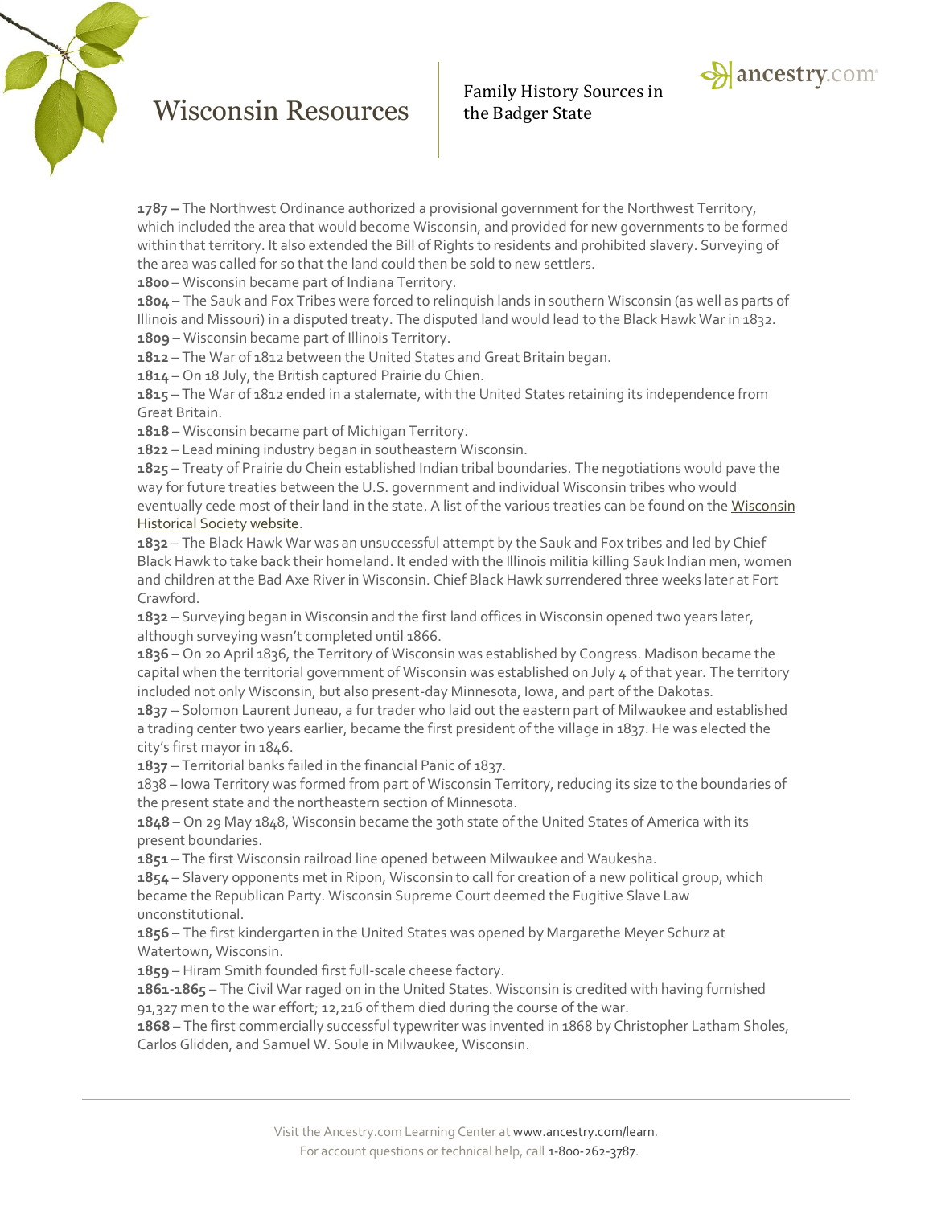**1787 –** The Northwest Ordinance authorized a provisional government for the Northwest Territory, which included the area that would become Wisconsin, and provided for new governments to be formed within that territory. It also extended the Bill of Rights to residents and prohibited slavery. Surveying of the area was called for so that the land could then be sold to new settlers.
**1800** – Wisconsin became part of Indiana Territory.
**1804** – The Sauk and Fox Tribes were forced to relinquish lands in southern Wisconsin (as well as parts of Illinois and Missouri) in a disputed treaty. The disputed land would lead to the Black Hawk War in 1832.
**1809** – Wisconsin became part of Illinois Territory.
**1812** – The War of 1812 between the United States and Great Britain began.
**1814** – On 18 July, the British captured Prairie du Chien.
**1815** – The War of 1812 ended in a stalemate, with the United States retaining its independence from Great Britain.
**1818** – Wisconsin became part of Michigan Territory.
**1822** – Lead mining industry began in southeastern Wisconsin.
**1825** – Treaty of Prairie du Chein established Indian tribal boundaries. The negotiations would pave the way for future treaties between the U.S. government and individual Wisconsin tribes who would eventually cede most of their land in the state. A list of the various treaties can be found on the Wisconsin Historical Society website.
**1832** – The Black Hawk War was an unsuccessful attempt by the Sauk and Fox tribes and led by Chief Black Hawk to take back their homeland. It ended with the Illinois militia killing Sauk Indian men, women and children at the Bad Axe River in Wisconsin. Chief Black Hawk surrendered three weeks later at Fort Crawford.
**1832** – Surveying began in Wisconsin and the first land offices in Wisconsin opened two years later, although surveying wasn't completed until 1866.
**1836** – On 20 April 1836, the Territory of Wisconsin was established by Congress. Madison became the capital when the territorial government of Wisconsin was established on July 4 of that year. The territory included not only Wisconsin, but also present-day Minnesota, Iowa, and part of the Dakotas.
**1837** – Solomon Laurent Juneau, a fur trader who laid out the eastern part of Milwaukee and established a trading center two years earlier, became the first president of the village in 1837. He was elected the city's first mayor in 1846.
**1837** – Territorial banks failed in the financial Panic of 1837.
1838 – Iowa Territory was formed from part of Wisconsin Territory, reducing its size to the boundaries of the present state and the northeastern section of Minnesota.
**1848** – On 29 May 1848, Wisconsin became the 30th state of the United States of America with its present boundaries.
**1851** – The first Wisconsin railroad line opened between Milwaukee and Waukesha.
**1854** – Slavery opponents met in Ripon, Wisconsin to call for creation of a new political group, which became the Republican Party. Wisconsin Supreme Court deemed the Fugitive Slave Law unconstitutional.
**1856** – The first kindergarten in the United States was opened by Margarethe Meyer Schurz at Watertown, Wisconsin.
**1859** – Hiram Smith founded first full-scale cheese factory.
**1861-1865** – The Civil War raged on in the United States. Wisconsin is credited with having furnished 91,327 men to the war effort; 12,216 of them died during the course of the war.
**1868** – The first commercially successful typewriter was invented in 1868 by Christopher Latham Sholes, Carlos Glidden, and Samuel W. Soule in Milwaukee, Wisconsin.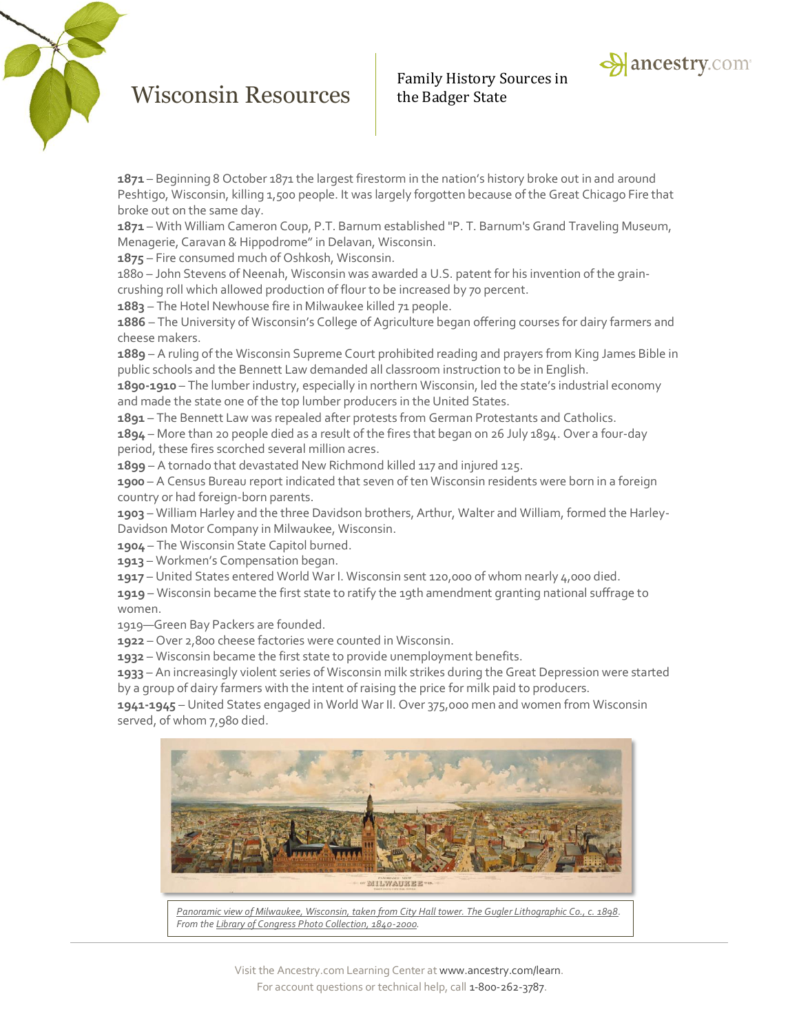**1871** – Beginning 8 October 1871 the largest firestorm in the nation's history broke out in and around Peshtigo, Wisconsin, killing 1,500 people. It was largely forgotten because of the Great Chicago Fire that broke out on the same day.

**1871** – With William Cameron Coup, P.T. Barnum established "P. T. Barnum's Grand Traveling Museum, Menagerie, Caravan & Hippodrome" in Delavan, Wisconsin.

**1875** – Fire consumed much of Oshkosh, Wisconsin.

1880 – John Stevens of Neenah, Wisconsin was awarded a U.S. patent for his invention of the grain-crushing roll which allowed production of flour to be increased by 70 percent.

**1883** – The Hotel Newhouse fire in Milwaukee killed 71 people.

**1886** – The University of Wisconsin's College of Agriculture began offering courses for dairy farmers and cheese makers.

**1889** – A ruling of the Wisconsin Supreme Court prohibited reading and prayers from King James Bible in public schools and the Bennett Law demanded all classroom instruction to be in English.

**1890-1910** – The lumber industry, especially in northern Wisconsin, led the state's industrial economy and made the state one of the top lumber producers in the United States.

**1891** – The Bennett Law was repealed after protests from German Protestants and Catholics.

**1894** – More than 20 people died as a result of the fires that began on 26 July 1894. Over a four-day period, these fires scorched several million acres.

**1899** – A tornado that devastated New Richmond killed 117 and injured 125.

**1900** – A Census Bureau report indicated that seven of ten Wisconsin residents were born in a foreign country or had foreign-born parents.

**1903** – William Harley and the three Davidson brothers, Arthur, Walter and William, formed the Harley-Davidson Motor Company in Milwaukee, Wisconsin.

**1904** – The Wisconsin State Capitol burned.

**1913** – Workmen's Compensation began.

**1917** – United States entered World War I. Wisconsin sent 120,000 of whom nearly 4,000 died.

**1919** – Wisconsin became the first state to ratify the 19th amendment granting national suffrage to women.

1919—Green Bay Packers are founded.

**1922** – Over 2,800 cheese factories were counted in Wisconsin.

**1932** – Wisconsin became the first state to provide unemployment benefits.

**1933** – An increasingly violent series of Wisconsin milk strikes during the Great Depression were started by a group of dairy farmers with the intent of raising the price for milk paid to producers.

**1941-1945** – United States engaged in World War II. Over 375,000 men and women from Wisconsin served, of whom 7,980 died.

*Panoramic view of Milwaukee, Wisconsin, taken from City Hall tower. The Gugler Lithographic Co., c. 1898. From the Library of Congress Photo Collection, 1840-2000.*